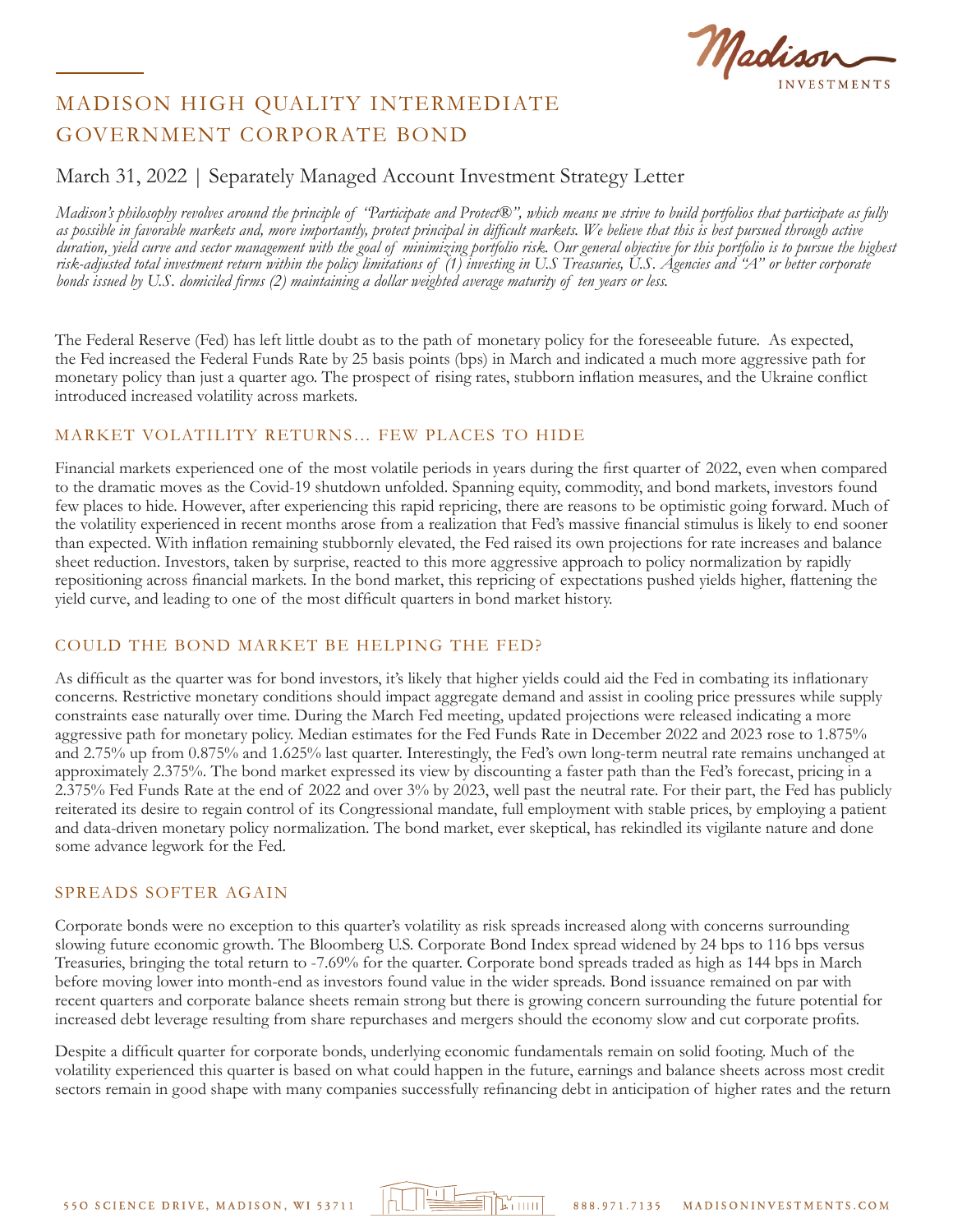# MADISON HIGH QUALITY INTERMEDIATE GOVERNMENT CORPORATE BOND

## March 31, 2022 | Separately Managed Account Investment Strategy Letter

*Madison's philosophy revolves around the principle of "Participate and Protect®", which means we strive to build portfolios that participate as fully as possible in favorable markets and, more importantly, protect principal in difficult markets. We believe that this is best pursued through active duration, yield curve and sector management with the goal of minimizing portfolio risk. Our general objective for this portfolio is to pursue the highest risk-adjusted total investment return within the policy limitations of (1) investing in U.S Treasuries, U.S. Agencies and "A" or better corporate bonds issued by U.S. domiciled firms (2) maintaining a dollar weighted average maturity of ten years or less.*

The Federal Reserve (Fed) has left little doubt as to the path of monetary policy for the foreseeable future. As expected, the Fed increased the Federal Funds Rate by 25 basis points (bps) in March and indicated a much more aggressive path for monetary policy than just a quarter ago. The prospect of rising rates, stubborn inflation measures, and the Ukraine conflict introduced increased volatility across markets.

### MARKET VOLATILITY RETURNS… FEW PLACES TO HIDE

Financial markets experienced one of the most volatile periods in years during the first quarter of 2022, even when compared to the dramatic moves as the Covid-19 shutdown unfolded. Spanning equity, commodity, and bond markets, investors found few places to hide. However, after experiencing this rapid repricing, there are reasons to be optimistic going forward. Much of the volatility experienced in recent months arose from a realization that Fed's massive financial stimulus is likely to end sooner than expected. With inflation remaining stubbornly elevated, the Fed raised its own projections for rate increases and balance sheet reduction. Investors, taken by surprise, reacted to this more aggressive approach to policy normalization by rapidly repositioning across financial markets. In the bond market, this repricing of expectations pushed yields higher, flattening the yield curve, and leading to one of the most difficult quarters in bond market history.

### COULD THE BOND MARKET BE HELPING THE FED?

As difficult as the quarter was for bond investors, it's likely that higher yields could aid the Fed in combating its inflationary concerns. Restrictive monetary conditions should impact aggregate demand and assist in cooling price pressures while supply constraints ease naturally over time. During the March Fed meeting, updated projections were released indicating a more aggressive path for monetary policy. Median estimates for the Fed Funds Rate in December 2022 and 2023 rose to 1.875% and 2.75% up from 0.875% and 1.625% last quarter. Interestingly, the Fed's own long-term neutral rate remains unchanged at approximately 2.375%. The bond market expressed its view by discounting a faster path than the Fed's forecast, pricing in a 2.375% Fed Funds Rate at the end of 2022 and over 3% by 2023, well past the neutral rate. For their part, the Fed has publicly reiterated its desire to regain control of its Congressional mandate, full employment with stable prices, by employing a patient and data-driven monetary policy normalization. The bond market, ever skeptical, has rekindled its vigilante nature and done some advance legwork for the Fed.

### SPREADS SOFTER AGAIN

Corporate bonds were no exception to this quarter's volatility as risk spreads increased along with concerns surrounding slowing future economic growth. The Bloomberg U.S. Corporate Bond Index spread widened by 24 bps to 116 bps versus Treasuries, bringing the total return to -7.69% for the quarter. Corporate bond spreads traded as high as 144 bps in March before moving lower into month-end as investors found value in the wider spreads. Bond issuance remained on par with recent quarters and corporate balance sheets remain strong but there is growing concern surrounding the future potential for increased debt leverage resulting from share repurchases and mergers should the economy slow and cut corporate profits.

Despite a difficult quarter for corporate bonds, underlying economic fundamentals remain on solid footing. Much of the volatility experienced this quarter is based on what could happen in the future, earnings and balance sheets across most credit sectors remain in good shape with many companies successfully refinancing debt in anticipation of higher rates and the return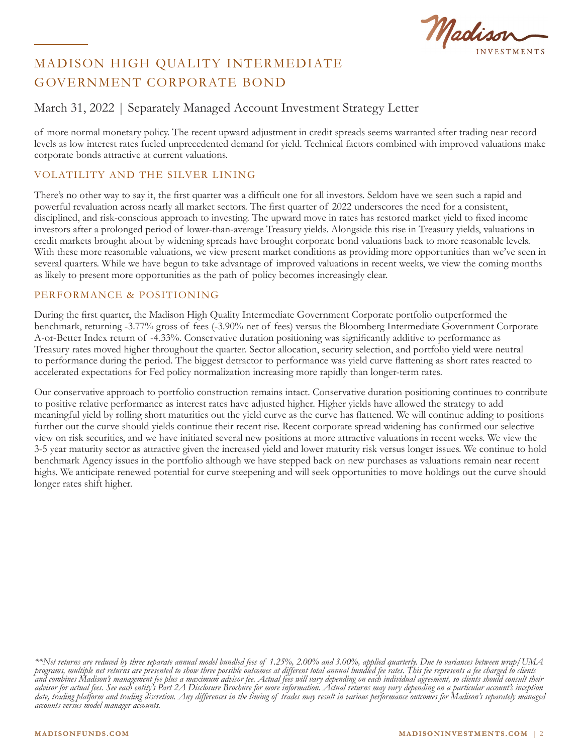of more normal monetary policy. The recent upward adjustment in credit spreads seems warranted after trading near record levels as low interest rates fueled unprecedented demand for yield. Technical factors combined with improved valuations make corporate bonds attractive at current valuations.

## VOLATILITY AND THE SILVER LINING

There's no other way to say it, the first quarter was a difficult one for all investors. Seldom have we seen such a rapid and powerful revaluation across nearly all market sectors. The first quarter of 2022 underscores the need for a consistent, disciplined, and risk-conscious approach to investing. The upward move in rates has restored market yield to fixed income investors after a prolonged period of lower-than-average Treasury yields. Alongside this rise in Treasury yields, valuations in credit markets brought about by widening spreads have brought corporate bond valuations back to more reasonable levels. With these more reasonable valuations, we view present market conditions as providing more opportunities than we've seen in several quarters. While we have begun to take advantage of improved valuations in recent weeks, we view the coming months as likely to present more opportunities as the path of policy becomes increasingly clear.

## PERFORMANCE & POSITIONING

During the first quarter, the Madison High Quality Intermediate Government Corporate portfolio outperformed the benchmark, returning -3.77% gross of fees (-3.90% net of fees) versus the Bloomberg Intermediate Government Corporate A-or-Better Index return of -4.33%. Conservative duration positioning was significantly additive to performance as Treasury rates moved higher throughout the quarter. Sector allocation, security selection, and portfolio yield were neutral to performance during the period. The biggest detractor to performance was yield curve flattening as short rates reacted to accelerated expectations for Fed policy normalization increasing more rapidly than longer-term rates.

Our conservative approach to portfolio construction remains intact. Conservative duration positioning continues to contribute to positive relative performance as interest rates have adjusted higher. Higher yields have allowed the strategy to add meaningful yield by rolling short maturities out the yield curve as the curve has flattened. We will continue adding to positions further out the curve should yields continue their recent rise. Recent corporate spread widening has confirmed our selective view on risk securities, and we have initiated several new positions at more attractive valuations in recent weeks. We view the 3-5 year maturity sector as attractive given the increased yield and lower maturity risk versus longer issues. We continue to hold benchmark Agency issues in the portfolio although we have stepped back on new purchases as valuations remain near recent highs. We anticipate renewed potential for curve steepening and will seek opportunities to move holdings out the curve should longer rates shift higher.

*\*\*Net returns are reduced by three separate annual model bundled fees of 1.25%, 2.00% and 3.00%, applied quarterly. Due to variances between wrap/UMA programs, multiple net returns are presented to show three possible outcomes at different total annual bundled fee rates. This fee represents a fee charged to clients and combines Madison's management fee plus a maximum advisor fee. Actual fees will vary depending on each individual agreement, so clients should consult their advisor for actual fees. See each entity's Part 2A Disclosure Brochure for more information. Actual returns may vary depending on a particular account's inception date, trading platform and trading discretion. Any differences in the timing of trades may result in various performance outcomes for Madison's separately managed accounts versus model manager accounts.*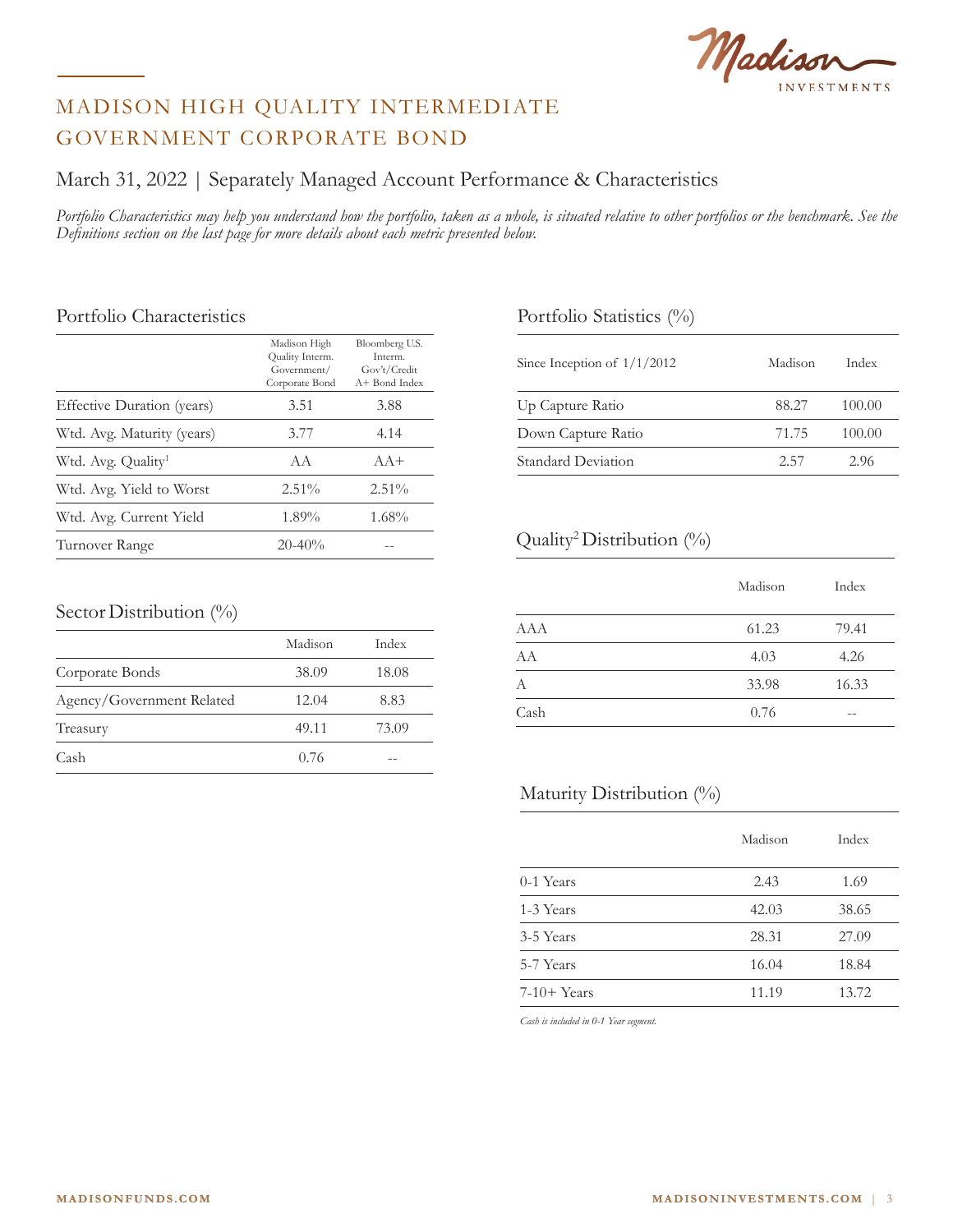# MADISON HIGH QUALITY INTERMEDIATE GOVERNMENT CORPORATE BOND

## March 31, 2022 | Separately Managed Account Performance & Characteristics

*Portfolio Characteristics may help you understand how the portfolio, taken as a whole, is situated relative to other portfolios or the benchmark. See the Definitions section on the last page for more details about each metric presented below.*

### Portfolio Characteristics

| | Madison High Quality Interm. Government/ Corporate Bond | Bloomberg U.S. Interm. Gov't/Credit A+ Bond Index |
|---|---|---|
| Effective Duration (years) | 3.51 | 3.88 |
| Wtd. Avg. Maturity (years) | 3.77 | 4.14 |
| Wtd. Avg. Quality[1] | AA | AA+ |
| Wtd. Avg. Yield to Worst | 2.51% | 2.51% |
| Wtd. Avg. Current Yield | 1.89% | 1.68% |
| Turnover Range | 20-40% | -- |

### Sector Distribution (%)

| | Madison | Index |
|---|---|---|
| Corporate Bonds | 38.09 | 18.08 |
| Agency/Government Related | 12.04 | 8.83 |
| Treasury | 49.11 | 73.09 |
| Cash | 0.76 | -- |

### Portfolio Statistics (%)

| Since Inception of 1/1/2012 | Madison | Index |
|---|---|---|
| Up Capture Ratio | 88.27 | 100.00 |
| Down Capture Ratio | 71.75 | 100.00 |
| Standard Deviation | 2.57 | 2.96 |

### Quality[2] Distribution (%)

| | Madison | Index |
|---|---|---|
| AAA | 61.23 | 79.41 |
| AA | 4.03 | 4.26 |
| A | 33.98 | 16.33 |
| Cash | 0.76 | -- |

### Maturity Distribution (%)

| | Madison | Index |
|---|---|---|
| 0-1 Years | 2.43 | 1.69 |
| 1-3 Years | 42.03 | 38.65 |
| 3-5 Years | 28.31 | 27.09 |
| 5-7 Years | 16.04 | 18.84 |
| 7-10+ Years | 11.19 | 13.72 |

*Cash is included in 0-1 Year segment.*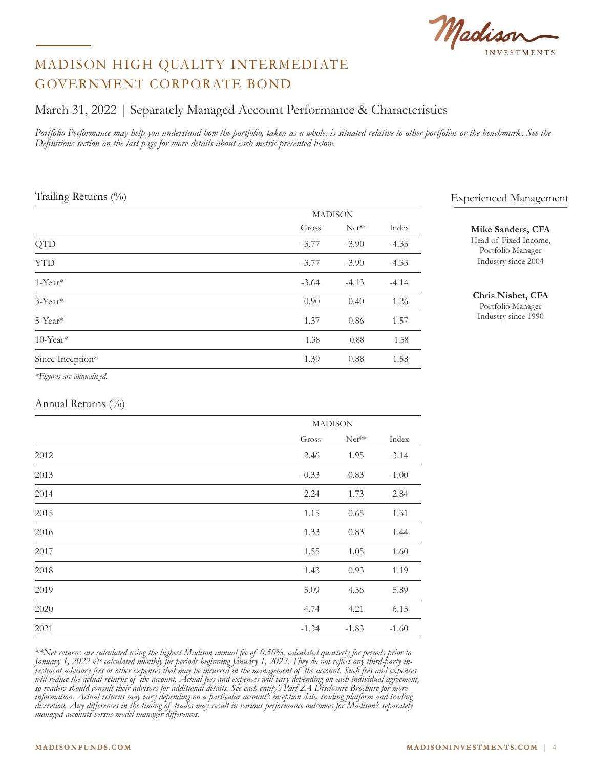# MADISON HIGH QUALITY INTERMEDIATE GOVERNMENT CORPORATE BOND

## March 31, 2022 | Separately Managed Account Performance & Characteristics

*Portfolio Performance may help you understand how the portfolio, taken as a whole, is situated relative to other portfolios or the benchmark. See the Definitions section on the last page for more details about each metric presented below.*

### Trailing Returns (%)

| | MADISON | | |
|---|---|---|---|
| | Gross | Net** | Index |
| QTD | -3.77 | -3.90 | -4.33 |
| YTD | -3.77 | -3.90 | -4.33 |
| 1-Year* | -3.64 | -4.13 | -4.14 |
| 3-Year* | 0.90 | 0.40 | 1.26 |
| 5-Year* | 1.37 | 0.86 | 1.57 |
| 10-Year* | 1.38 | 0.88 | 1.58 |
| Since Inception* | 1.39 | 0.88 | 1.58 |

*\*Figures are annualized.*

### Annual Returns (%)

| | MADISON | | |
|---|---|---|---|
| | Gross | Net** | Index |
| 2012 | 2.46 | 1.95 | 3.14 |
| 2013 | -0.33 | -0.83 | -1.00 |
| 2014 | 2.24 | 1.73 | 2.84 |
| 2015 | 1.15 | 0.65 | 1.31 |
| 2016 | 1.33 | 0.83 | 1.44 |
| 2017 | 1.55 | 1.05 | 1.60 |
| 2018 | 1.43 | 0.93 | 1.19 |
| 2019 | 5.09 | 4.56 | 5.89 |
| 2020 | 4.74 | 4.21 | 6.15 |
| 2021 | -1.34 | -1.83 | -1.60 |

*\*\*Net returns are calculated using the highest Madison annual fee of 0.50%, calculated quarterly for periods prior to January 1, 2022 & calculated monthly for periods beginning January 1, 2022. They do not reflect any third-party investment advisory fees or other expenses that may be incurred in the management of the account. Such fees and expenses will reduce the actual returns of the account. Actual fees and expenses will vary depending on each individual agreement, so readers should consult their advisors for additional details. See each entity's Part 2A Disclosure Brochure for more information. Actual returns may vary depending on a particular account's inception date, trading platform and trading discretion. Any differences in the timing of trades may result in various performance outcomes for Madison's separately managed accounts versus model manager differences.*

### Experienced Management

**Mike Sanders, CFA**
Head of Fixed Income, Portfolio Manager
Industry since 2004

**Chris Nisbet, CFA**
Portfolio Manager
Industry since 1990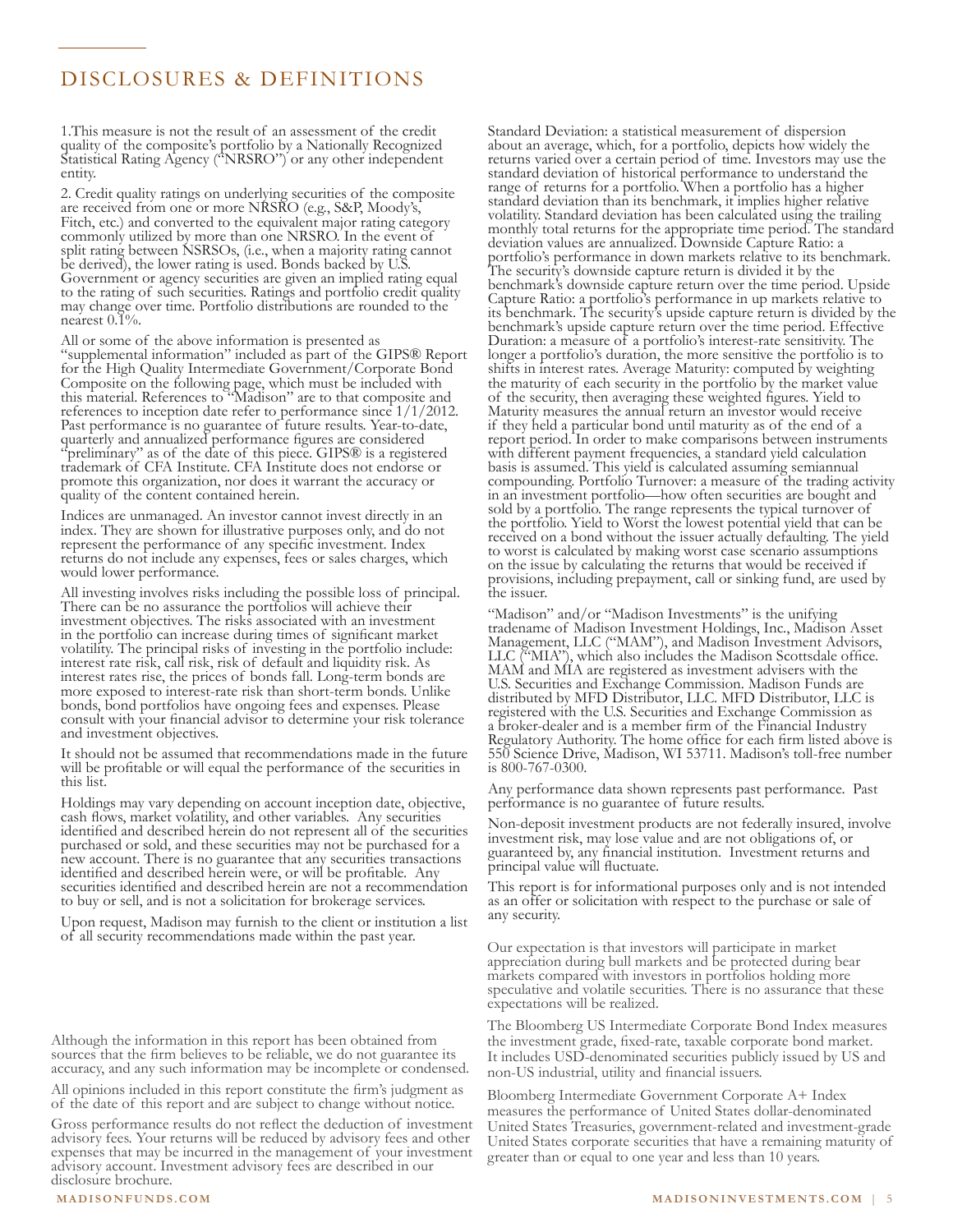# DISCLOSURES & DEFINITIONS

1.This measure is not the result of an assessment of the credit quality of the composite's portfolio by a Nationally Recognized Statistical Rating Agency ("NRSRO") or any other independent entity.

2. Credit quality ratings on underlying securities of the composite are received from one or more NRSRO (e.g., S&P, Moody's, Fitch, etc.) and converted to the equivalent major rating category commonly utilized by more than one NRSRO. In the event of split rating between NSRSOs, (i.e., when a majority rating cannot be derived), the lower rating is used. Bonds backed by U.S. Government or agency securities are given an implied rating equal to the rating of such securities. Ratings and portfolio credit quality may change over time. Portfolio distributions are rounded to the nearest 0.1%.

All or some of the above information is presented as "supplemental information" included as part of the GIPS® Report for the High Quality Intermediate Government/Corporate Bond Composite on the following page, which must be included with this material. References to "Madison" are to that composite and references to inception date refer to performance since 1/1/2012. Past performance is no guarantee of future results. Year-to-date, quarterly and annualized performance figures are considered "preliminary" as of the date of this piece. GIPS® is a registered trademark of CFA Institute. CFA Institute does not endorse or promote this organization, nor does it warrant the accuracy or quality of the content contained herein.

Indices are unmanaged. An investor cannot invest directly in an index. They are shown for illustrative purposes only, and do not represent the performance of any specific investment. Index returns do not include any expenses, fees or sales charges, which would lower performance.

All investing involves risks including the possible loss of principal. There can be no assurance the portfolios will achieve their investment objectives. The risks associated with an investment in the portfolio can increase during times of significant market volatility. The principal risks of investing in the portfolio include: interest rate risk, call risk, risk of default and liquidity risk. As interest rates rise, the prices of bonds fall. Long-term bonds are more exposed to interest-rate risk than short-term bonds. Unlike bonds, bond portfolios have ongoing fees and expenses. Please consult with your financial advisor to determine your risk tolerance and investment objectives.

It should not be assumed that recommendations made in the future will be profitable or will equal the performance of the securities in this list.

Holdings may vary depending on account inception date, objective, cash flows, market volatility, and other variables. Any securities identified and described herein do not represent all of the securities purchased or sold, and these securities may not be purchased for a new account. There is no guarantee that any securities transactions identified and described herein were, or will be profitable. Any securities identified and described herein are not a recommendation to buy or sell, and is not a solicitation for brokerage services.

Upon request, Madison may furnish to the client or institution a list of all security recommendations made within the past year.

Although the information in this report has been obtained from sources that the firm believes to be reliable, we do not guarantee its accuracy, and any such information may be incomplete or condensed.

All opinions included in this report constitute the firm's judgment as of the date of this report and are subject to change without notice.

Gross performance results do not reflect the deduction of investment advisory fees. Your returns will be reduced by advisory fees and other expenses that may be incurred in the management of your investment advisory account. Investment advisory fees are described in our disclosure brochure.

Standard Deviation: a statistical measurement of dispersion about an average, which, for a portfolio, depicts how widely the returns varied over a certain period of time. Investors may use the standard deviation of historical performance to understand the range of returns for a portfolio. When a portfolio has a higher standard deviation than its benchmark, it implies higher relative volatility. Standard deviation has been calculated using the trailing monthly total returns for the appropriate time period. The standard deviation values are annualized. Downside Capture Ratio: a portfolio's performance in down markets relative to its benchmark. The security's downside capture return is divided it by the benchmark's downside capture return over the time period. Upside Capture Ratio: a portfolio's performance in up markets relative to its benchmark. The security's upside capture return is divided by the benchmark's upside capture return over the time period. Effective Duration: a measure of a portfolio's interest-rate sensitivity. The longer a portfolio's duration, the more sensitive the portfolio is to shifts in interest rates. Average Maturity: computed by weighting the maturity of each security in the portfolio by the market value of the security, then averaging these weighted figures. Yield to Maturity measures the annual return an investor would receive if they held a particular bond until maturity as of the end of a report period. In order to make comparisons between instruments with different payment frequencies, a standard yield calculation basis is assumed. This yield is calculated assuming semiannual compounding. Portfolio Turnover: a measure of the trading activity in an investment portfolio—how often securities are bought and sold by a portfolio. The range represents the typical turnover of the portfolio. Yield to Worst the lowest potential yield that can be received on a bond without the issuer actually defaulting. The yield to worst is calculated by making worst case scenario assumptions on the issue by calculating the returns that would be received if provisions, including prepayment, call or sinking fund, are used by the issuer.

"Madison" and/or "Madison Investments" is the unifying tradename of Madison Investment Holdings, Inc., Madison Asset Management, LLC ("MAM"), and Madison Investment Advisors, LLC ("MIA"), which also includes the Madison Scottsdale office. MAM and MIA are registered as investment advisers with the U.S. Securities and Exchange Commission. Madison Funds are distributed by MFD Distributor, LLC. MFD Distributor, LLC is registered with the U.S. Securities and Exchange Commission as a broker-dealer and is a member firm of the Financial Industry Regulatory Authority. The home office for each firm listed above is 550 Science Drive, Madison, WI 53711. Madison's toll-free number is 800-767-0300.

Any performance data shown represents past performance. Past performance is no guarantee of future results.

Non-deposit investment products are not federally insured, involve investment risk, may lose value and are not obligations of, or guaranteed by, any financial institution. Investment returns and principal value will fluctuate.

This report is for informational purposes only and is not intended as an offer or solicitation with respect to the purchase or sale of any security.

Our expectation is that investors will participate in market appreciation during bull markets and be protected during bear markets compared with investors in portfolios holding more speculative and volatile securities. There is no assurance that these expectations will be realized.

The Bloomberg US Intermediate Corporate Bond Index measures the investment grade, fixed-rate, taxable corporate bond market. It includes USD-denominated securities publicly issued by US and non-US industrial, utility and financial issuers.

Bloomberg Intermediate Government Corporate A+ Index measures the performance of United States dollar-denominated United States Treasuries, government-related and investment-grade United States corporate securities that have a remaining maturity of greater than or equal to one year and less than 10 years.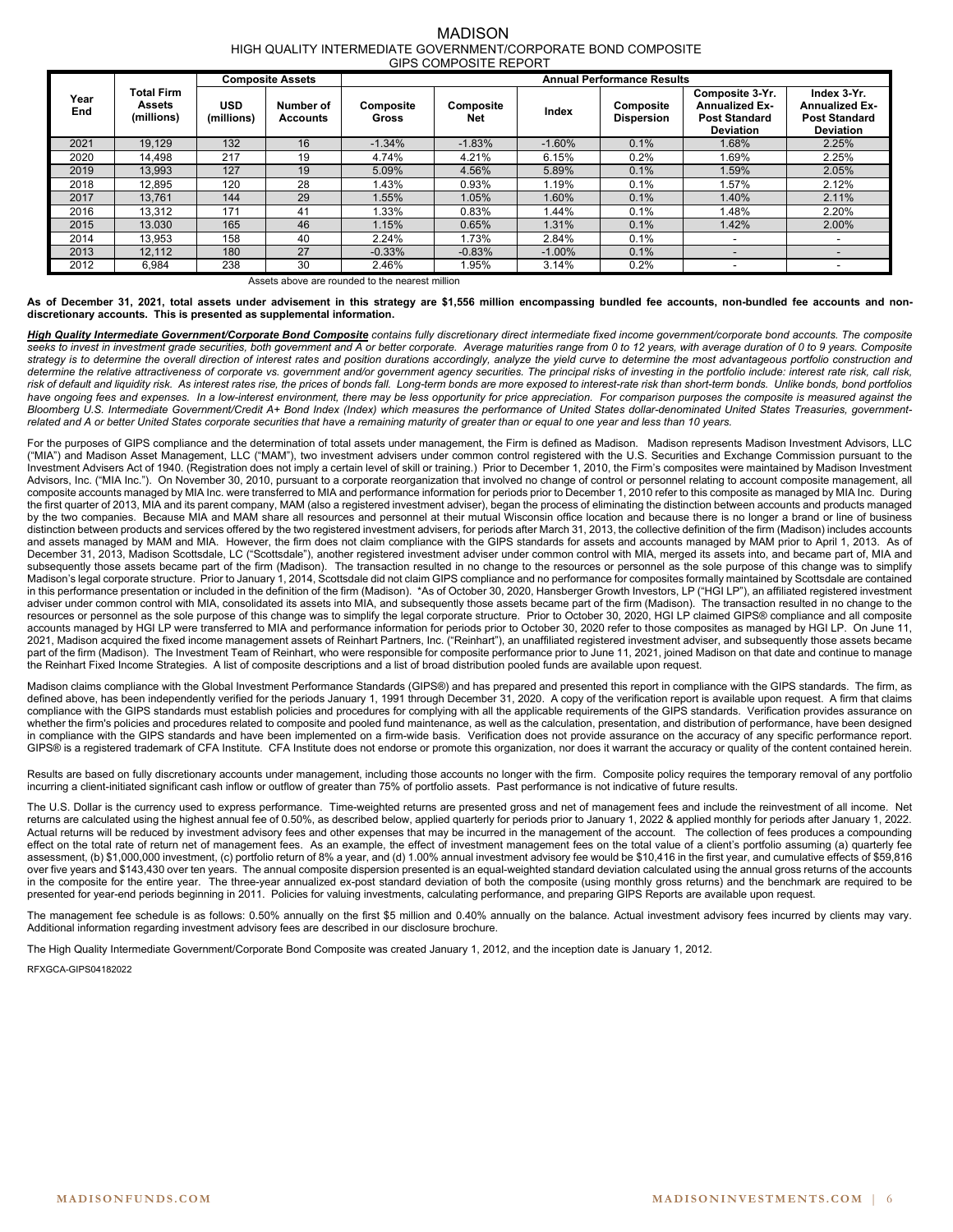# MADISON

## HIGH QUALITY INTERMEDIATE GOVERNMENT/CORPORATE BOND COMPOSITE

### GIPS COMPOSITE REPORT

| Year End | Total Firm Assets (millions) | Composite Assets | | Annual Performance Results | | | | | |
|---|---|---|---|---|---|---|---|---|---|
| | | USD (millions) | Number of Accounts | Composite Gross | Composite Net | Index | Composite Dispersion | Composite 3-Yr. Annualized Ex-Post Standard Deviation | Index 3-Yr. Annualized Ex-Post Standard Deviation |
| 2021 | 19,129 | 132 | 16 | -1.34% | -1.83% | -1.60% | 0.1% | 1.68% | 2.25% |
| 2020 | 14,498 | 217 | 19 | 4.74% | 4.21% | 6.15% | 0.2% | 1.69% | 2.25% |
| 2019 | 13,993 | 127 | 19 | 5.09% | 4.56% | 5.89% | 0.1% | 1.59% | 2.05% |
| 2018 | 12,895 | 120 | 28 | 1.43% | 0.93% | 1.19% | 0.1% | 1.57% | 2.12% |
| 2017 | 13,761 | 144 | 29 | 1.55% | 1.05% | 1.60% | 0.1% | 1.40% | 2.11% |
| 2016 | 13,312 | 171 | 41 | 1.33% | 0.83% | 1.44% | 0.1% | 1.48% | 2.20% |
| 2015 | 13,030 | 165 | 46 | 1.15% | 0.65% | 1.31% | 0.1% | 1.42% | 2.00% |
| 2014 | 13,953 | 158 | 40 | 2.24% | 1.73% | 2.84% | 0.1% | - | - |
| 2013 | 12,112 | 180 | 27 | -0.33% | -0.83% | -1.00% | 0.1% | - | - |
| 2012 | 6,984 | 238 | 30 | 2.46% | 1.95% | 3.14% | 0.2% | - | - |

Assets above are rounded to the nearest million

**As of December 31, 2021, total assets under advisement in this strategy are $1,556 million encompassing bundled fee accounts, non-bundled fee accounts and non-discretionary accounts. This is presented as supplemental information.**

***High Quality Intermediate Government/Corporate Bond Composite*** *contains fully discretionary direct intermediate fixed income government/corporate bond accounts. The composite seeks to invest in investment grade securities, both government and A or better corporate. Average maturities range from 0 to 12 years, with average duration of 0 to 9 years. Composite strategy is to determine the overall direction of interest rates and position durations accordingly, analyze the yield curve to determine the most advantageous portfolio construction and determine the relative attractiveness of corporate vs. government and/or government agency securities. The principal risks of investing in the portfolio include: interest rate risk, call risk, risk of default and liquidity risk. As interest rates rise, the prices of bonds fall. Long-term bonds are more exposed to interest-rate risk than short-term bonds. Unlike bonds, bond portfolios have ongoing fees and expenses. In a low-interest environment, there may be less opportunity for price appreciation. For comparison purposes the composite is measured against the Bloomberg U.S. Intermediate Government/Credit A+ Bond Index (Index) which measures the performance of United States dollar-denominated United States Treasuries, government-related and A or better United States corporate securities that have a remaining maturity of greater than or equal to one year and less than 10 years.*

For the purposes of GIPS compliance and the determination of total assets under management, the Firm is defined as Madison. Madison represents Madison Investment Advisors, LLC ("MIA") and Madison Asset Management, LLC ("MAM"), two investment advisers under common control registered with the U.S. Securities and Exchange Commission pursuant to the Investment Advisers Act of 1940. (Registration does not imply a certain level of skill or training.) Prior to December 1, 2010, the Firm's composites were maintained by Madison Investment Advisors, Inc. ("MIA Inc."). On November 30, 2010, pursuant to a corporate reorganization that involved no change of control or personnel relating to account composite management, all composite accounts managed by MIA Inc. were transferred to MIA and performance information for periods prior to December 1, 2010 refer to this composite as managed by MIA Inc. During the first quarter of 2013, MIA and its parent company, MAM (also a registered investment adviser), began the process of eliminating the distinction between accounts and products managed by the two companies. Because MIA and MAM share all resources and personnel at their mutual Wisconsin office location and because there is no longer a brand or line of business distinction between products and services offered by the two registered investment advisers, for periods after March 31, 2013, the collective definition of the firm (Madison) includes accounts and assets managed by MAM and MIA. However, the firm does not claim compliance with the GIPS standards for assets and accounts managed by MAM prior to April 1, 2013. As of December 31, 2013, Madison Scottsdale, LC ("Scottsdale"), another registered investment adviser under common control with MIA, merged its assets into, and became part of, MIA and subsequently those assets became part of the firm (Madison). The transaction resulted in no change to the resources or personnel as the sole purpose of this change was to simplify Madison's legal corporate structure. Prior to January 1, 2014, Scottsdale did not claim GIPS compliance and no performance for composites formally maintained by Scottsdale are contained in this performance presentation or included in the definition of the firm (Madison). *As of October 30, 2020, Hansberger Growth Investors, LP ("HGI LP"), an affiliated registered investment adviser under common control with MIA, consolidated its assets into MIA, and subsequently those assets became part of the firm (Madison). The transaction resulted in no change to the resources or personnel as the sole purpose of this change was to simplify the legal corporate structure. Prior to October 30, 2020, HGI LP claimed GIPS® compliance and all composite accounts managed by HGI LP were transferred to MIA and performance information for periods prior to October 30, 2020 refer to those composites as managed by HGI LP. On June 11, 2021, Madison acquired the fixed income management assets of Reinhart Partners, Inc. ("Reinhart"), an unaffiliated registered investment adviser, and subsequently those assets became part of the firm (Madison). The Investment Team of Reinhart, who were responsible for composite performance prior to June 11, 2021, joined Madison on that date and continue to manage the Reinhart Fixed Income Strategies. A list of composite descriptions and a list of broad distribution pooled funds are available upon request.

Madison claims compliance with the Global Investment Performance Standards (GIPS®) and has prepared and presented this report in compliance with the GIPS standards. The firm, as defined above, has been independently verified for the periods January 1, 1991 through December 31, 2020. A copy of the verification report is available upon request. A firm that claims compliance with the GIPS standards must establish policies and procedures for complying with all the applicable requirements of the GIPS standards. Verification provides assurance on whether the firm's policies and procedures related to composite and pooled fund maintenance, as well as the calculation, presentation, and distribution of performance, have been designed in compliance with the GIPS standards and have been implemented on a firm-wide basis. Verification does not provide assurance on the accuracy of any specific performance report. GIPS® is a registered trademark of CFA Institute. CFA Institute does not endorse or promote this organization, nor does it warrant the accuracy or quality of the content contained herein.

Results are based on fully discretionary accounts under management, including those accounts no longer with the firm. Composite policy requires the temporary removal of any portfolio incurring a client-initiated significant cash inflow or outflow of greater than 75% of portfolio assets. Past performance is not indicative of future results.

The U.S. Dollar is the currency used to express performance. Time-weighted returns are presented gross and net of management fees and include the reinvestment of all income. Net returns are calculated using the highest annual fee of 0.50%, as described below, applied quarterly for periods prior to January 1, 2022 & applied monthly for periods after January 1, 2022. Actual returns will be reduced by investment advisory fees and other expenses that may be incurred in the management of the account. The collection of fees produces a compounding effect on the total rate of return net of management fees. As an example, the effect of investment management fees on the total value of a client's portfolio assuming (a) quarterly fee assessment, (b) $1,000,000 investment, (c) portfolio return of 8% a year, and (d) 1.00% annual investment advisory fee would be $10,416 in the first year, and cumulative effects of $59,816 over five years and $143,430 over ten years. The annual composite dispersion presented is an equal-weighted standard deviation calculated using the annual gross returns of the accounts in the composite for the entire year. The three-year annualized ex-post standard deviation of both the composite (using monthly gross returns) and the benchmark are required to be presented for year-end periods beginning in 2011. Policies for valuing investments, calculating performance, and preparing GIPS Reports are available upon request.

The management fee schedule is as follows: 0.50% annually on the first $5 million and 0.40% annually on the balance. Actual investment advisory fees incurred by clients may vary. Additional information regarding investment advisory fees are described in our disclosure brochure.

The High Quality Intermediate Government/Corporate Bond Composite was created January 1, 2012, and the inception date is January 1, 2012.

RFXGCA-GIPS04182022